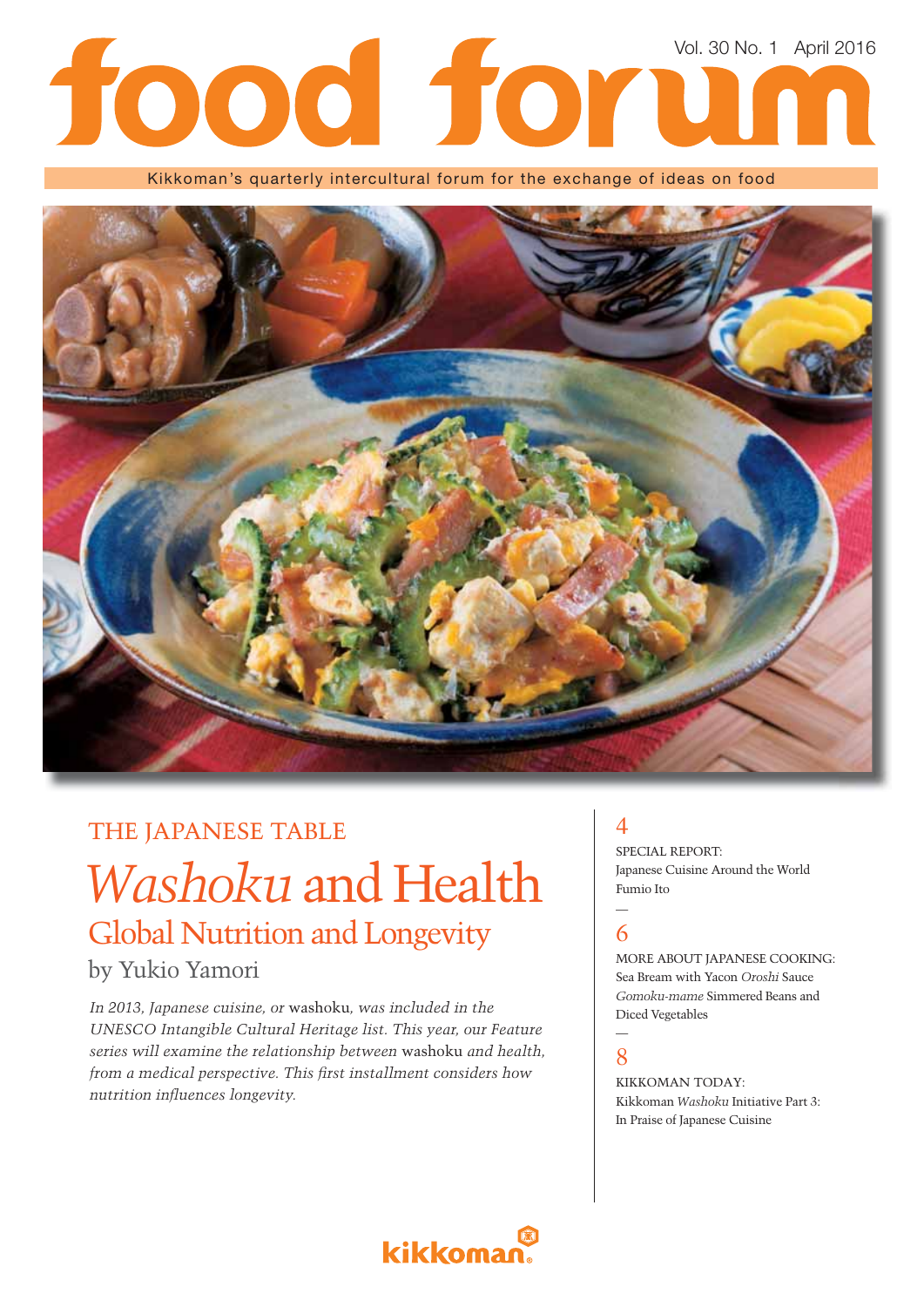# food forum

Vol. 30 No. 1 April 2016

Kikkoman's quarterly intercultural forum for the exchange of ideas on food

THE JAPANESE TABLE

## *Washoku* and Health

### Global Nutrition and Longevity

by Yukio Yamori

*In 2013, Japanese cuisine, or* washoku, *was included in the UNESCO Intangible Cultural Heritage list. This year, our Feature series will examine the relationship between* washoku *and health, from a medical perspective. This first installment considers how nutrition influences longevity.*

4

SPECIAL REPORT:
Japanese Cuisine Around the World
Fumio Ito

6

MORE ABOUT JAPANESE COOKING:
Sea Bream with Yacon *Oroshi* Sauce
*Gomoku-mame* Simmered Beans and Diced Vegetables

8

KIKKOMAN TODAY:
Kikkoman *Washoku* Initiative Part 3:
In Praise of Japanese Cuisine

kikkoman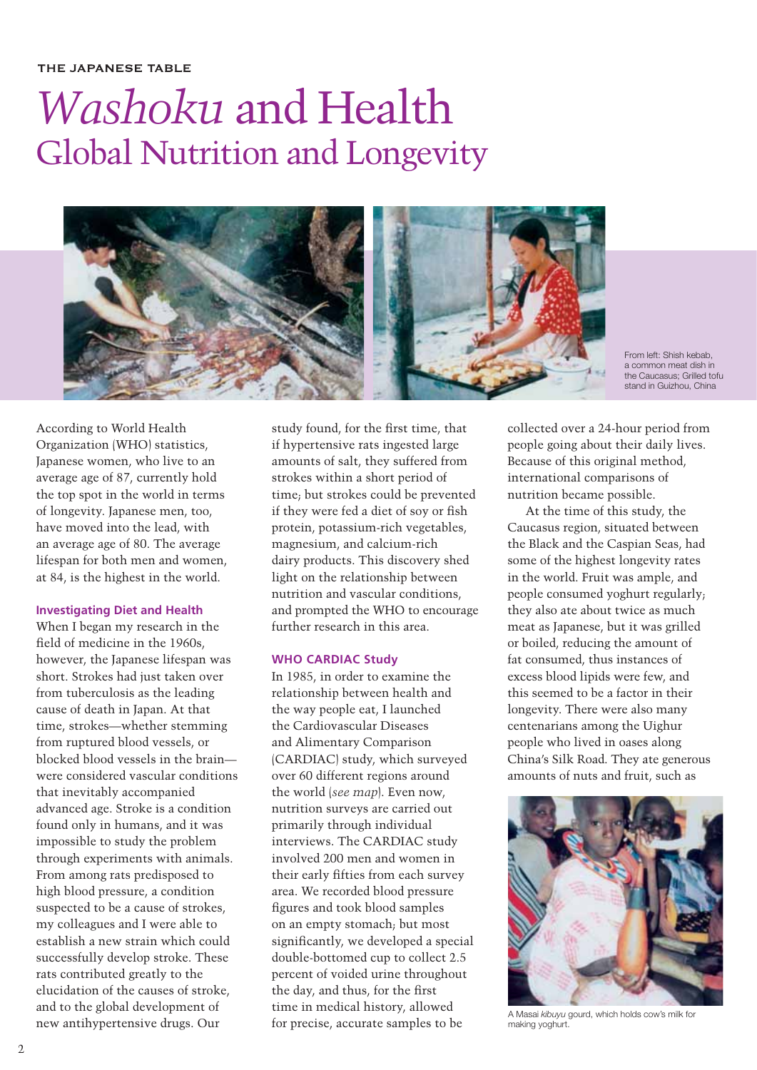THE JAPANESE TABLE

# *Washoku* and Health
## Global Nutrition and Longevity

From left: Shish kebab, a common meat dish in the Caucasus; Grilled tofu stand in Guizhou, China

According to World Health Organization (WHO) statistics, Japanese women, who live to an average age of 87, currently hold the top spot in the world in terms of longevity. Japanese men, too, have moved into the lead, with an average age of 80. The average lifespan for both men and women, at 84, is the highest in the world.

### Investigating Diet and Health

When I began my research in the field of medicine in the 1960s, however, the Japanese lifespan was short. Strokes had just taken over from tuberculosis as the leading cause of death in Japan. At that time, strokes—whether stemming from ruptured blood vessels, or blocked blood vessels in the brain—were considered vascular conditions that inevitably accompanied advanced age. Stroke is a condition found only in humans, and it was impossible to study the problem through experiments with animals. From among rats predisposed to high blood pressure, a condition suspected to be a cause of strokes, my colleagues and I were able to establish a new strain which could successfully develop stroke. These rats contributed greatly to the elucidation of the causes of stroke, and to the global development of new antihypertensive drugs. Our study found, for the first time, that if hypertensive rats ingested large amounts of salt, they suffered from strokes within a short period of time; but strokes could be prevented if they were fed a diet of soy or fish protein, potassium-rich vegetables, magnesium, and calcium-rich dairy products. This discovery shed light on the relationship between nutrition and vascular conditions, and prompted the WHO to encourage further research in this area.

### WHO CARDIAC Study

In 1985, in order to examine the relationship between health and the way people eat, I launched the Cardiovascular Diseases and Alimentary Comparison (CARDIAC) study, which surveyed over 60 different regions around the world (*see map*). Even now, nutrition surveys are carried out primarily through individual interviews. The CARDIAC study involved 200 men and women in their early fifties from each survey area. We recorded blood pressure figures and took blood samples on an empty stomach; but most significantly, we developed a special double-bottomed cup to collect 2.5 percent of voided urine throughout the day, and thus, for the first time in medical history, allowed for precise, accurate samples to be collected over a 24-hour period from people going about their daily lives. Because of this original method, international comparisons of nutrition became possible.

At the time of this study, the Caucasus region, situated between the Black and the Caspian Seas, had some of the highest longevity rates in the world. Fruit was ample, and people consumed yoghurt regularly; they also ate about twice as much meat as Japanese, but it was grilled or boiled, reducing the amount of fat consumed, thus instances of excess blood lipids were few, and this seemed to be a factor in their longevity. There were also many centenarians among the Uighur people who lived in oases along China's Silk Road. They ate generous amounts of nuts and fruit, such as

A Masai *kibuyu* gourd, which holds cow's milk for making yoghurt.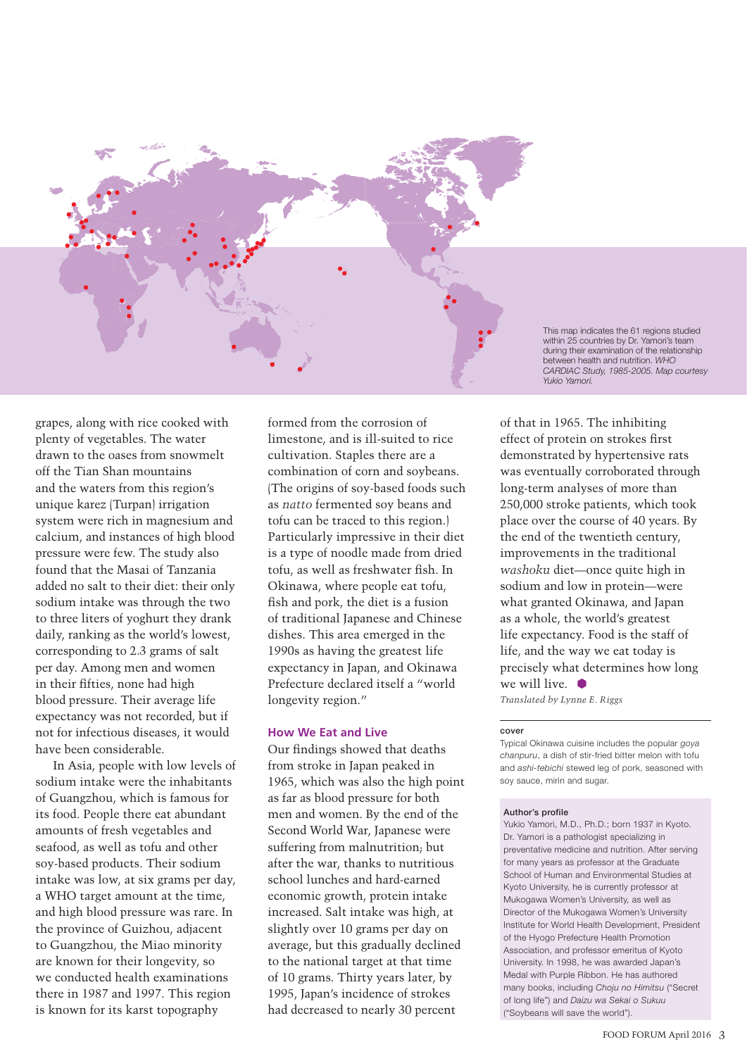This map indicates the 61 regions studied within 25 countries by Dr. Yamori's team during their examination of the relationship between health and nutrition. *WHO CARDIAC Study, 1985-2005. Map courtesy Yukio Yamori.*

grapes, along with rice cooked with plenty of vegetables. The water drawn to the oases from snowmelt off the Tian Shan mountains and the waters from this region's unique karez (Turpan) irrigation system were rich in magnesium and calcium, and instances of high blood pressure were few. The study also found that the Masai of Tanzania added no salt to their diet: their only sodium intake was through the two to three liters of yoghurt they drank daily, ranking as the world's lowest, corresponding to 2.3 grams of salt per day. Among men and women in their fifties, none had high blood pressure. Their average life expectancy was not recorded, but if not for infectious diseases, it would have been considerable.

In Asia, people with low levels of sodium intake were the inhabitants of Guangzhou, which is famous for its food. People there eat abundant amounts of fresh vegetables and seafood, as well as tofu and other soy-based products. Their sodium intake was low, at six grams per day, a WHO target amount at the time, and high blood pressure was rare. In the province of Guizhou, adjacent to Guangzhou, the Miao minority are known for their longevity, so we conducted health examinations there in 1987 and 1997. This region is known for its karst topography formed from the corrosion of limestone, and is ill-suited to rice cultivation. Staples there are a combination of corn and soybeans. (The origins of soy-based foods such as *natto* fermented soy beans and tofu can be traced to this region.) Particularly impressive in their diet is a type of noodle made from dried tofu, as well as freshwater fish. In Okinawa, where people eat tofu, fish and pork, the diet is a fusion of traditional Japanese and Chinese dishes. This area emerged in the 1990s as having the greatest life expectancy in Japan, and Okinawa Prefecture declared itself a "world longevity region."

## How We Eat and Live

Our findings showed that deaths from stroke in Japan peaked in 1965, which was also the high point as far as blood pressure for both men and women. By the end of the Second World War, Japanese were suffering from malnutrition; but after the war, thanks to nutritious school lunches and hard-earned economic growth, protein intake increased. Salt intake was high, at slightly over 10 grams per day on average, but this gradually declined to the national target at that time of 10 grams. Thirty years later, by 1995, Japan's incidence of strokes had decreased to nearly 30 percent of that in 1965. The inhibiting effect of protein on strokes first demonstrated by hypertensive rats was eventually corroborated through long-term analyses of more than 250,000 stroke patients, which took place over the course of 40 years. By the end of the twentieth century, improvements in the traditional *washoku* diet—once quite high in sodium and low in protein—were what granted Okinawa, and Japan as a whole, the world's greatest life expectancy. Food is the staff of life, and the way we eat today is precisely what determines how long we will live.

*Translated by Lynne E. Riggs*

**cover**

Typical Okinawa cuisine includes the popular *goya chanpuru*, a dish of stir-fried bitter melon with tofu and *ashi-tebichi* stewed leg of pork, seasoned with soy sauce, mirin and sugar.

**Author's profile**

Yukio Yamori, M.D., Ph.D.; born 1937 in Kyoto. Dr. Yamori is a pathologist specializing in preventative medicine and nutrition. After serving for many years as professor at the Graduate School of Human and Environmental Studies at Kyoto University, he is currently professor at Mukogawa Women's University, as well as Director of the Mukogawa Women's University Institute for World Health Development, President of the Hyogo Prefecture Health Promotion Association, and professor emeritus of Kyoto University. In 1998, he was awarded Japan's Medal with Purple Ribbon. He has authored many books, including *Choju no Himitsu* ("Secret of long life") and *Daizu wa Sekai o Sukuu* ("Soybeans will save the world").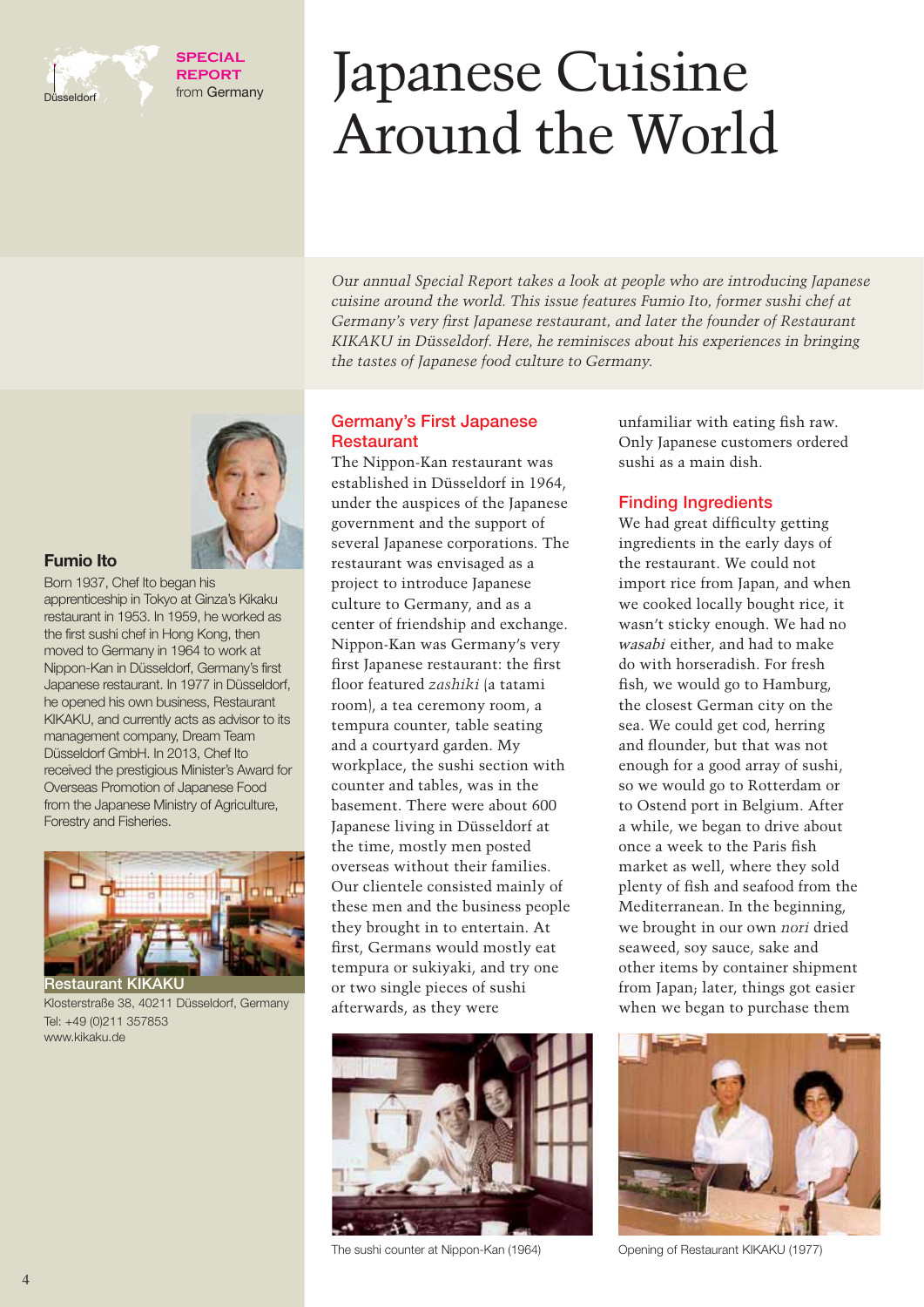SPECIAL REPORT from Germany

Düsseldorf

# Japanese Cuisine Around the World

*Our annual Special Report takes a look at people who are introducing Japanese cuisine around the world. This issue features Fumio Ito, former sushi chef at Germany's very first Japanese restaurant, and later the founder of Restaurant KIKAKU in Düsseldorf. Here, he reminisces about his experiences in bringing the tastes of Japanese food culture to Germany.*

**Fumio Ito**

Born 1937, Chef Ito began his apprenticeship in Tokyo at Ginza's Kikaku restaurant in 1953. In 1959, he worked as the first sushi chef in Hong Kong, then moved to Germany in 1964 to work at Nippon-Kan in Düsseldorf, Germany's first Japanese restaurant. In 1977 in Düsseldorf, he opened his own business, Restaurant KIKAKU, and currently acts as advisor to its management company, Dream Team Düsseldorf GmbH. In 2013, Chef Ito received the prestigious Minister's Award for Overseas Promotion of Japanese Food from the Japanese Ministry of Agriculture, Forestry and Fisheries.

**Restaurant KIKAKU**

Klosterstraße 38, 40211 Düsseldorf, Germany
Tel: +49 (0)211 357853
www.kikaku.de

## Germany's First Japanese Restaurant

The Nippon-Kan restaurant was established in Düsseldorf in 1964, under the auspices of the Japanese government and the support of several Japanese corporations. The restaurant was envisaged as a project to introduce Japanese culture to Germany, and as a center of friendship and exchange. Nippon-Kan was Germany's very first Japanese restaurant: the first floor featured *zashiki* (a tatami room), a tea ceremony room, a tempura counter, table seating and a courtyard garden. My workplace, the sushi section with counter and tables, was in the basement. There were about 600 Japanese living in Düsseldorf at the time, mostly men posted overseas without their families. Our clientele consisted mainly of these men and the business people they brought in to entertain. At first, Germans would mostly eat tempura or sukiyaki, and try one or two single pieces of sushi afterwards, as they were unfamiliar with eating fish raw. Only Japanese customers ordered sushi as a main dish.

## Finding Ingredients

We had great difficulty getting ingredients in the early days of the restaurant. We could not import rice from Japan, and when we cooked locally bought rice, it wasn't sticky enough. We had no *wasabi* either, and had to make do with horseradish. For fresh fish, we would go to Hamburg, the closest German city on the sea. We could get cod, herring and flounder, but that was not enough for a good array of sushi, so we would go to Rotterdam or to Ostend port in Belgium. After a while, we began to drive about once a week to the Paris fish market as well, where they sold plenty of fish and seafood from the Mediterranean. In the beginning, we brought in our own *nori* dried seaweed, soy sauce, sake and other items by container shipment from Japan; later, things got easier when we began to purchase them

The sushi counter at Nippon-Kan (1964)

Opening of Restaurant KIKAKU (1977)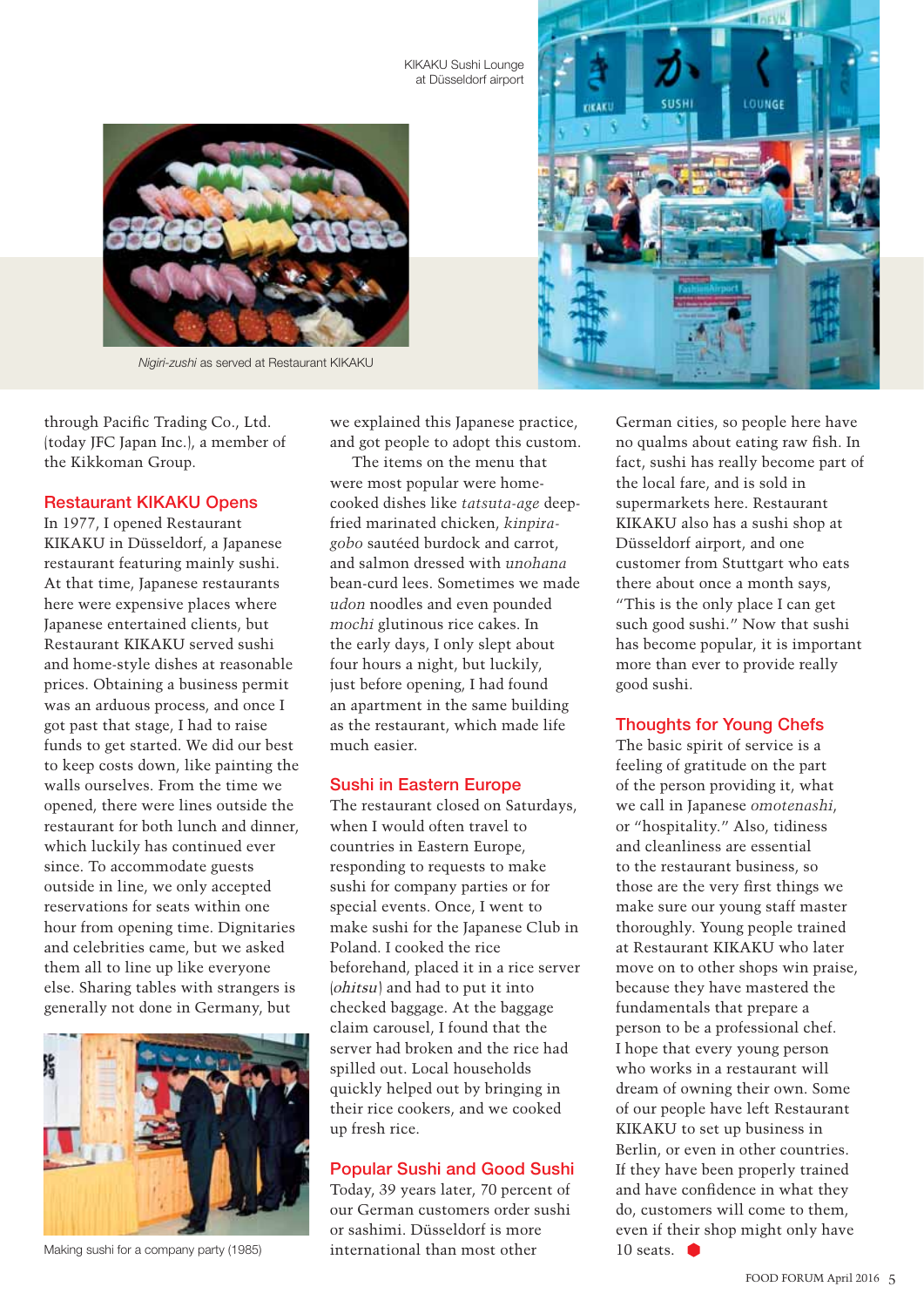KIKAKU Sushi Lounge at Düsseldorf airport

*Nigiri-zushi* as served at Restaurant KIKAKU

through Pacific Trading Co., Ltd. (today JFC Japan Inc.), a member of the Kikkoman Group.

## Restaurant KIKAKU Opens

In 1977, I opened Restaurant KIKAKU in Düsseldorf, a Japanese restaurant featuring mainly sushi. At that time, Japanese restaurants here were expensive places where Japanese entertained clients, but Restaurant KIKAKU served sushi and home-style dishes at reasonable prices. Obtaining a business permit was an arduous process, and once I got past that stage, I had to raise funds to get started. We did our best to keep costs down, like painting the walls ourselves. From the time we opened, there were lines outside the restaurant for both lunch and dinner, which luckily has continued ever since. To accommodate guests outside in line, we only accepted reservations for seats within one hour from opening time. Dignitaries and celebrities came, but we asked them all to line up like everyone else. Sharing tables with strangers is generally not done in Germany, but we explained this Japanese practice, and got people to adopt this custom.

The items on the menu that were most popular were home-cooked dishes like *tatsuta-age* deep-fried marinated chicken, *kinpira-gobo* sautéed burdock and carrot, and salmon dressed with *unohana* bean-curd lees. Sometimes we made *udon* noodles and even pounded *mochi* glutinous rice cakes. In the early days, I only slept about four hours a night, but luckily, just before opening, I had found an apartment in the same building as the restaurant, which made life much easier.

Making sushi for a company party (1985)

## Sushi in Eastern Europe

The restaurant closed on Saturdays, when I would often travel to countries in Eastern Europe, responding to requests to make sushi for company parties or for special events. Once, I went to make sushi for the Japanese Club in Poland. I cooked the rice beforehand, placed it in a rice server (*ohitsu*) and had to put it into checked baggage. At the baggage claim carousel, I found that the server had broken and the rice had spilled out. Local households quickly helped out by bringing in their rice cookers, and we cooked up fresh rice.

## Popular Sushi and Good Sushi

Today, 39 years later, 70 percent of our German customers order sushi or sashimi. Düsseldorf is more international than most other German cities, so people here have no qualms about eating raw fish. In fact, sushi has really become part of the local fare, and is sold in supermarkets here. Restaurant KIKAKU also has a sushi shop at Düsseldorf airport, and one customer from Stuttgart who eats there about once a month says, "This is the only place I can get such good sushi." Now that sushi has become popular, it is important more than ever to provide really good sushi.

## Thoughts for Young Chefs

The basic spirit of service is a feeling of gratitude on the part of the person providing it, what we call in Japanese *omotenashi*, or "hospitality." Also, tidiness and cleanliness are essential to the restaurant business, so those are the very first things we make sure our young staff master thoroughly. Young people trained at Restaurant KIKAKU who later move on to other shops win praise, because they have mastered the fundamentals that prepare a person to be a professional chef. I hope that every young person who works in a restaurant will dream of owning their own. Some of our people have left Restaurant KIKAKU to set up business in Berlin, or even in other countries. If they have been properly trained and have confidence in what they do, customers will come to them, even if their shop might only have 10 seats.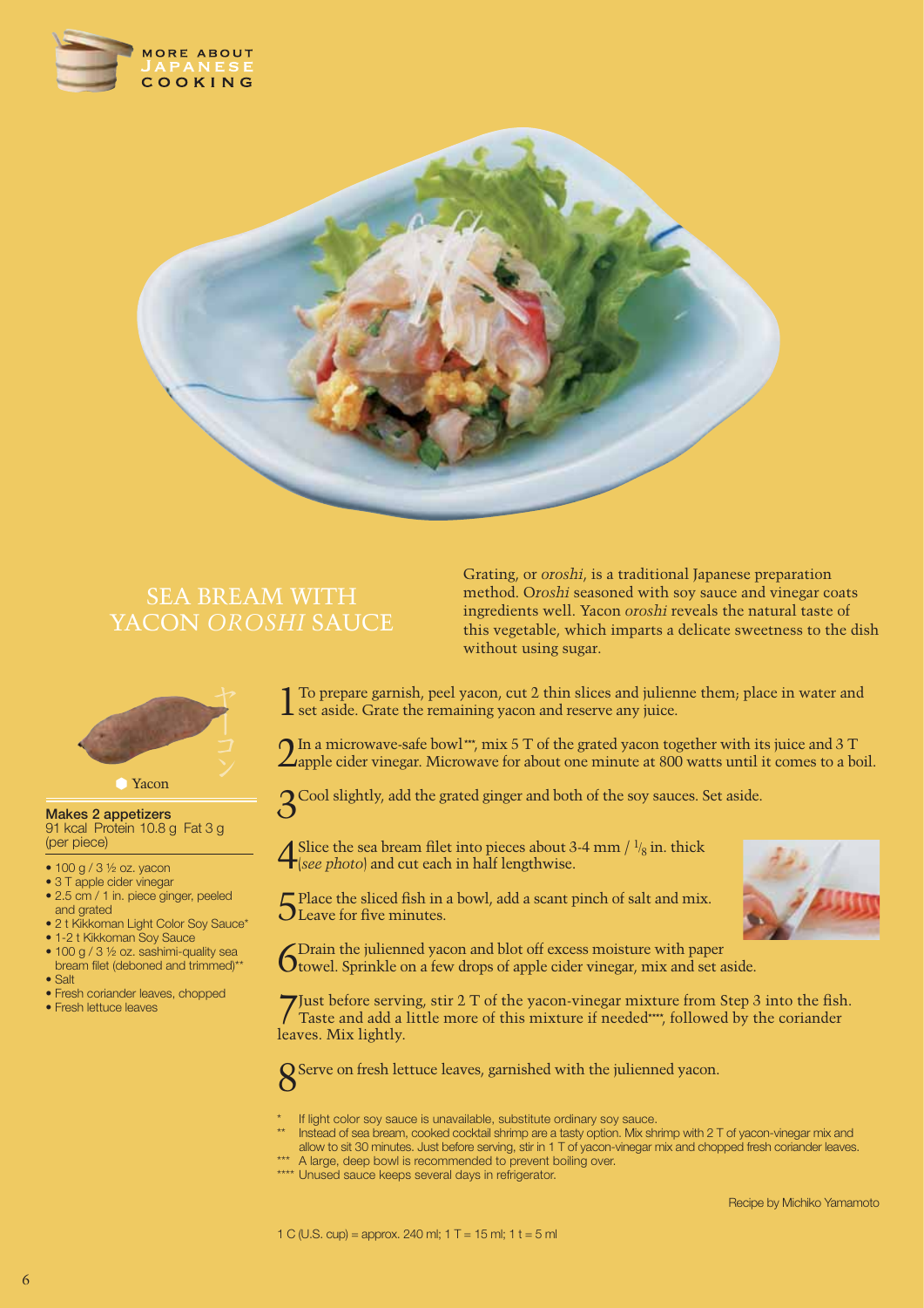# SEA BREAM WITH YACON *OROSHI* SAUCE

Grating, or *oroshi*, is a traditional Japanese preparation method. O*roshi* seasoned with soy sauce and vinegar coats ingredients well. Yacon *oroshi* reveals the natural taste of this vegetable, which imparts a delicate sweetness to the dish without using sugar.

ヤーコン

Yacon

**Makes 2 appetizers**
91 kcal Protein 10.8 g Fat 3 g (per piece)

- 100 g / 3 ½ oz. yacon
- 3 T apple cider vinegar
- 2.5 cm / 1 in. piece ginger, peeled and grated
- 2 t Kikkoman Light Color Soy Sauce*
- 1-2 t Kikkoman Soy Sauce
- 100 g / 3 ½ oz. sashimi-quality sea bream filet (deboned and trimmed)**
- Salt
- Fresh coriander leaves, chopped
- Fresh lettuce leaves

1. To prepare garnish, peel yacon, cut 2 thin slices and julienne them; place in water and set aside. Grate the remaining yacon and reserve any juice.
2. In a microwave-safe bowl***, mix 5 T of the grated yacon together with its juice and 3 T apple cider vinegar. Microwave for about one minute at 800 watts until it comes to a boil.
3. Cool slightly, add the grated ginger and both of the soy sauces. Set aside.
4. Slice the sea bream filet into pieces about 3-4 mm / 1/8 in. thick (*see photo*) and cut each in half lengthwise.
5. Place the sliced fish in a bowl, add a scant pinch of salt and mix. Leave for five minutes.
6. Drain the julienned yacon and blot off excess moisture with paper towel. Sprinkle on a few drops of apple cider vinegar, mix and set aside.
7. Just before serving, stir 2 T of the yacon-vinegar mixture from Step 3 into the fish. Taste and add a little more of this mixture if needed****, followed by the coriander leaves. Mix lightly.
8. Serve on fresh lettuce leaves, garnished with the julienned yacon.

\* If light color soy sauce is unavailable, substitute ordinary soy sauce.
** Instead of sea bream, cooked cocktail shrimp are a tasty option. Mix shrimp with 2 T of yacon-vinegar mix and allow to sit 30 minutes. Just before serving, stir in 1 T of yacon-vinegar mix and chopped fresh coriander leaves.
*** A large, deep bowl is recommended to prevent boiling over.
**** Unused sauce keeps several days in refrigerator.

Recipe by Michiko Yamamoto

1 C (U.S. cup) = approx. 240 ml; 1 T = 15 ml; 1 t = 5 ml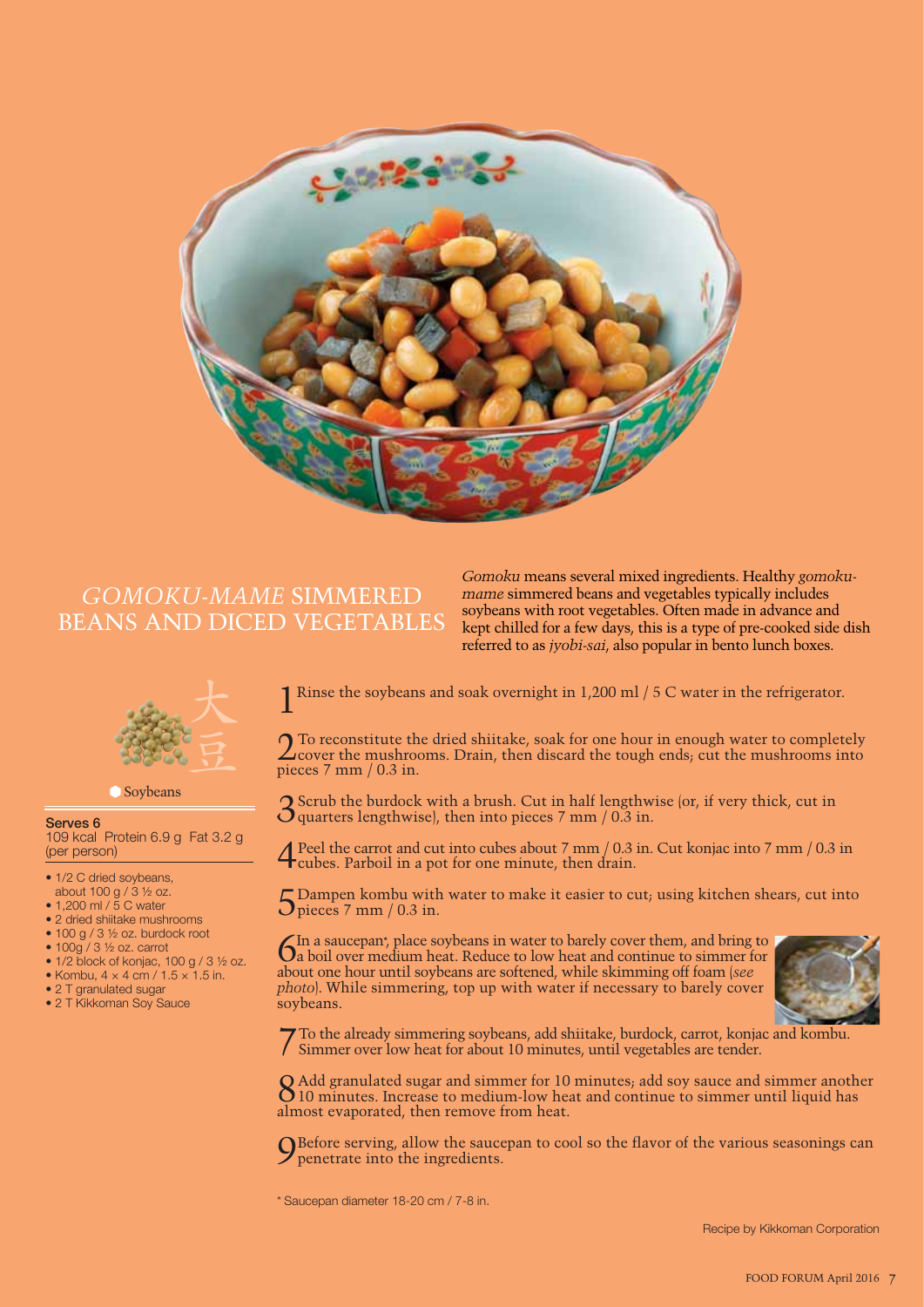# *GOMOKU-MAME* SIMMERED BEANS AND DICED VEGETABLES

*Gomoku* means several mixed ingredients. Healthy *gomoku-mame* simmered beans and vegetables typically includes soybeans with root vegetables. Often made in advance and kept chilled for a few days, this is a type of pre-cooked side dish referred to as *jyobi-sai*, also popular in bento lunch boxes.

大豆

Soybeans

**Serves 6**
109 kcal Protein 6.9 g Fat 3.2 g (per person)

- 1/2 C dried soybeans, about 100 g / 3 ½ oz.
- 1,200 ml / 5 C water
- 2 dried shiitake mushrooms
- 100 g / 3 ½ oz. burdock root
- 100g / 3 ½ oz. carrot
- 1/2 block of konjac, 100 g / 3 ½ oz.
- Kombu, 4 × 4 cm / 1.5 × 1.5 in.
- 2 T granulated sugar
- 2 T Kikkoman Soy Sauce

1. Rinse the soybeans and soak overnight in 1,200 ml / 5 C water in the refrigerator.
2. To reconstitute the dried shiitake, soak for one hour in enough water to completely cover the mushrooms. Drain, then discard the tough ends; cut the mushrooms into pieces 7 mm / 0.3 in.
3. Scrub the burdock with a brush. Cut in half lengthwise (or, if very thick, cut in quarters lengthwise), then into pieces 7 mm / 0.3 in.
4. Peel the carrot and cut into cubes about 7 mm / 0.3 in. Cut konjac into 7 mm / 0.3 in cubes. Parboil in a pot for one minute, then drain.
5. Dampen kombu with water to make it easier to cut; using kitchen shears, cut into pieces 7 mm / 0.3 in.
6. In a saucepan*, place soybeans in water to barely cover them, and bring to a boil over medium heat. Reduce to low heat and continue to simmer for about one hour until soybeans are softened, while skimming off foam (*see photo*). While simmering, top up with water if necessary to barely cover soybeans.
7. To the already simmering soybeans, add shiitake, burdock, carrot, konjac and kombu. Simmer over low heat for about 10 minutes, until vegetables are tender.
8. Add granulated sugar and simmer for 10 minutes; add soy sauce and simmer another 10 minutes. Increase to medium-low heat and continue to simmer until liquid has almost evaporated, then remove from heat.
9. Before serving, allow the saucepan to cool so the flavor of the various seasonings can penetrate into the ingredients.

\* Saucepan diameter 18-20 cm / 7-8 in.

Recipe by Kikkoman Corporation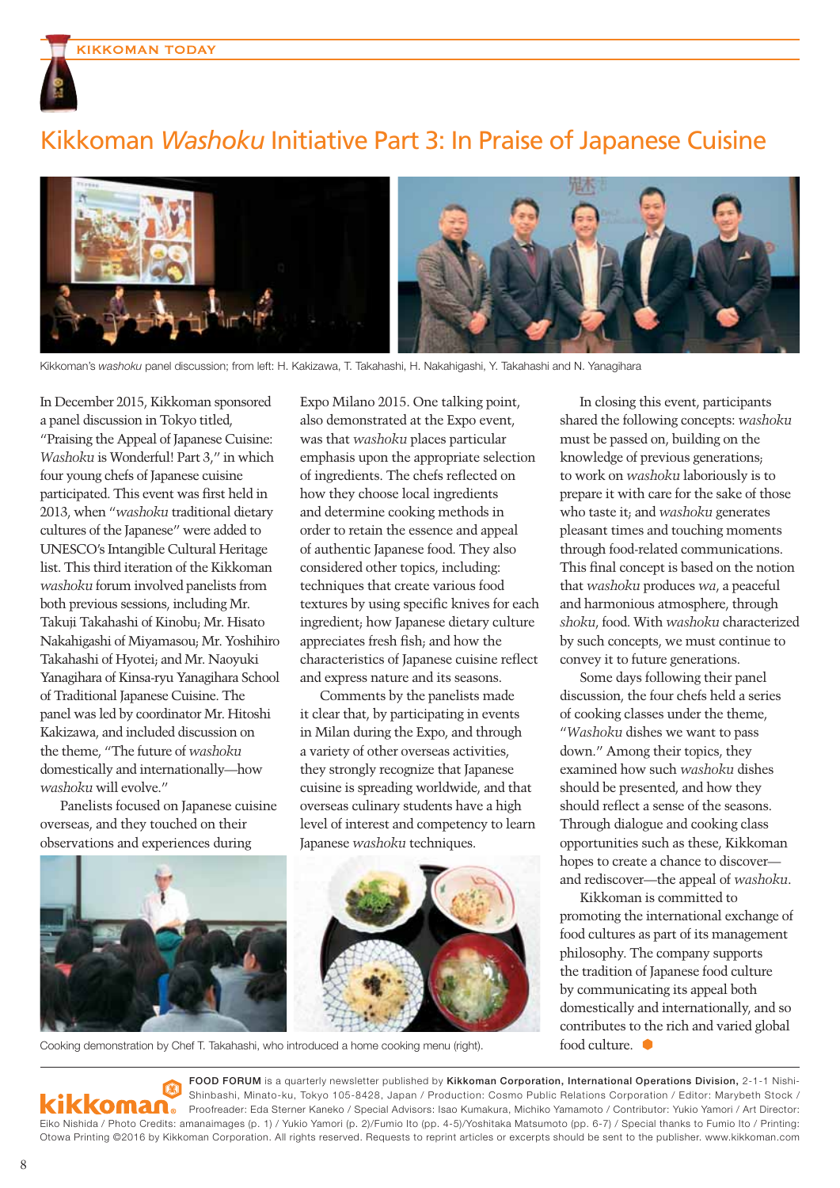KIKKOMAN TODAY

# Kikkoman *Washoku* Initiative Part 3: In Praise of Japanese Cuisine

Kikkoman's *washoku* panel discussion; from left: H. Kakizawa, T. Takahashi, H. Nakahigashi, Y. Takahashi and N. Yanagihara

In December 2015, Kikkoman sponsored a panel discussion in Tokyo titled, "Praising the Appeal of Japanese Cuisine: *Washoku* is Wonderful! Part 3," in which four young chefs of Japanese cuisine participated. This event was first held in 2013, when "*washoku* traditional dietary cultures of the Japanese" were added to UNESCO's Intangible Cultural Heritage list. This third iteration of the Kikkoman *washoku* forum involved panelists from both previous sessions, including Mr. Takuji Takahashi of Kinobu; Mr. Hisato Nakahigashi of Miyamasou; Mr. Yoshihiro Takahashi of Hyotei; and Mr. Naoyuki Yanagihara of Kinsa-ryu Yanagihara School of Traditional Japanese Cuisine. The panel was led by coordinator Mr. Hitoshi Kakizawa, and included discussion on the theme, "The future of *washoku* domestically and internationally—how *washoku* will evolve."

Panelists focused on Japanese cuisine overseas, and they touched on their observations and experiences during Expo Milano 2015. One talking point, also demonstrated at the Expo event, was that *washoku* places particular emphasis upon the appropriate selection of ingredients. The chefs reflected on how they choose local ingredients and determine cooking methods in order to retain the essence and appeal of authentic Japanese food. They also considered other topics, including: techniques that create various food textures by using specific knives for each ingredient; how Japanese dietary culture appreciates fresh fish; and how the characteristics of Japanese cuisine reflect and express nature and its seasons.

Comments by the panelists made it clear that, by participating in events in Milan during the Expo, and through a variety of other overseas activities, they strongly recognize that Japanese cuisine is spreading worldwide, and that overseas culinary students have a high level of interest and competency to learn Japanese *washoku* techniques.

Cooking demonstration by Chef T. Takahashi, who introduced a home cooking menu (right).

In closing this event, participants shared the following concepts: *washoku* must be passed on, building on the knowledge of previous generations; to work on *washoku* laboriously is to prepare it with care for the sake of those who taste it; and *washoku* generates pleasant times and touching moments through food-related communications. This final concept is based on the notion that *washoku* produces *wa*, a peaceful and harmonious atmosphere, through *shoku*, food. With *washoku* characterized by such concepts, we must continue to convey it to future generations.

Some days following their panel discussion, the four chefs held a series of cooking classes under the theme, "*Washoku* dishes we want to pass down." Among their topics, they examined how such *washoku* dishes should be presented, and how they should reflect a sense of the seasons. Through dialogue and cooking class opportunities such as these, Kikkoman hopes to create a chance to discover—and rediscover—the appeal of *washoku*.

Kikkoman is committed to promoting the international exchange of food cultures as part of its management philosophy. The company supports the tradition of Japanese food culture by communicating its appeal both domestically and internationally, and so contributes to the rich and varied global food culture.

**FOOD FORUM** is a quarterly newsletter published by **Kikkoman Corporation, International Operations Division,** 2-1-1 Nishi-Shinbashi, Minato-ku, Tokyo 105-8428, Japan / Production: Cosmo Public Relations Corporation / Editor: Marybeth Stock / Proofreader: Eda Sterner Kaneko / Special Advisors: Isao Kumakura, Michiko Yamamoto / Contributor: Yukio Yamori / Art Director: Eiko Nishida / Photo Credits: amanaimages (p. 1) / Yukio Yamori (p. 2)/Fumio Ito (pp. 4-5)/Yoshitaka Matsumoto (pp. 6-7) / Special thanks to Fumio Ito / Printing: Otowa Printing ©2016 by Kikkoman Corporation. All rights reserved. Requests to reprint articles or excerpts should be sent to the publisher. www.kikkoman.com